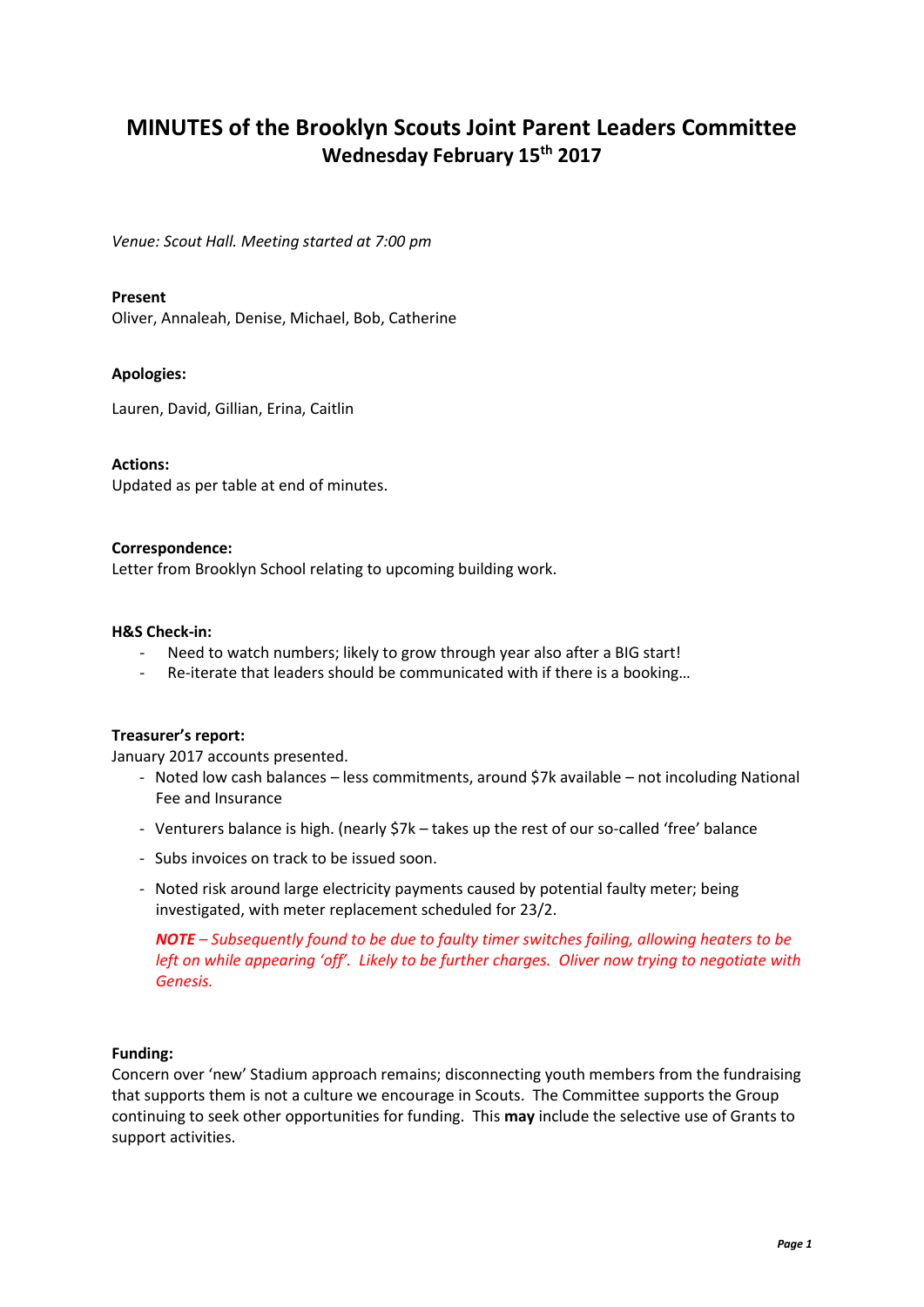# MINUTES of the Brooklyn Scouts Joint Parent Leaders Committee

## Wednesday February 15th 2017

*Venue: Scout Hall. Meeting started at 7:00 pm*

**Present**
Oliver, Annaleah, Denise, Michael, Bob, Catherine

**Apologies:**

Lauren, David, Gillian, Erina, Caitlin

**Actions:**
Updated as per table at end of minutes.

**Correspondence:**
Letter from Brooklyn School relating to upcoming building work.

**H&S Check-in:**

- Need to watch numbers; likely to grow through year also after a BIG start!
- Re-iterate that leaders should be communicated with if there is a booking…

**Treasurer's report:**
January 2017 accounts presented.

- Noted low cash balances – less commitments, around $7k available – not incoluding National Fee and Insurance
- Venturers balance is high. (nearly $7k – takes up the rest of our so-called 'free' balance
- Subs invoices on track to be issued soon.
- Noted risk around large electricity payments caused by potential faulty meter; being investigated, with meter replacement scheduled for 23/2.

  ***NOTE** – Subsequently found to be due to faulty timer switches failing, allowing heaters to be left on while appearing 'off'. Likely to be further charges. Oliver now trying to negotiate with Genesis.*

**Funding:**
Concern over 'new' Stadium approach remains; disconnecting youth members from the fundraising that supports them is not a culture we encourage in Scouts. The Committee supports the Group continuing to seek other opportunities for funding. This **may** include the selective use of Grants to support activities.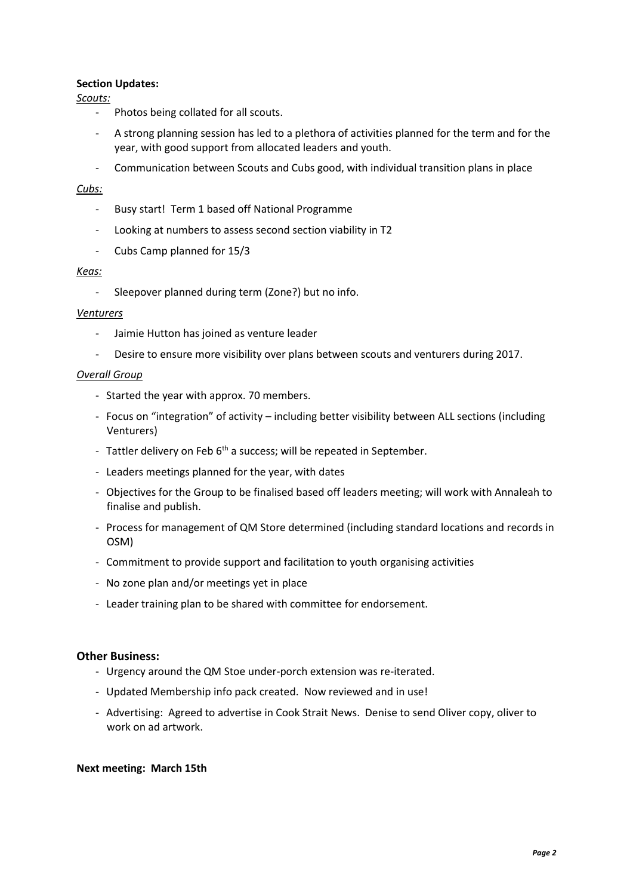**Section Updates:**

*Scouts:*

- Photos being collated for all scouts.
- A strong planning session has led to a plethora of activities planned for the term and for the year, with good support from allocated leaders and youth.
- Communication between Scouts and Cubs good, with individual transition plans in place

*Cubs:*

- Busy start! Term 1 based off National Programme
- Looking at numbers to assess second section viability in T2
- Cubs Camp planned for 15/3

*Keas:*

- Sleepover planned during term (Zone?) but no info.

*Venturers*

- Jaimie Hutton has joined as venture leader
- Desire to ensure more visibility over plans between scouts and venturers during 2017.

*Overall Group*

- Started the year with approx. 70 members.
- Focus on "integration" of activity – including better visibility between ALL sections (including Venturers)
- Tattler delivery on Feb 6th a success; will be repeated in September.
- Leaders meetings planned for the year, with dates
- Objectives for the Group to be finalised based off leaders meeting; will work with Annaleah to finalise and publish.
- Process for management of QM Store determined (including standard locations and records in OSM)
- Commitment to provide support and facilitation to youth organising activities
- No zone plan and/or meetings yet in place
- Leader training plan to be shared with committee for endorsement.

## Other Business:

- Urgency around the QM Stoe under-porch extension was re-iterated.
- Updated Membership info pack created. Now reviewed and in use!
- Advertising: Agreed to advertise in Cook Strait News. Denise to send Oliver copy, oliver to work on ad artwork.

**Next meeting: March 15th**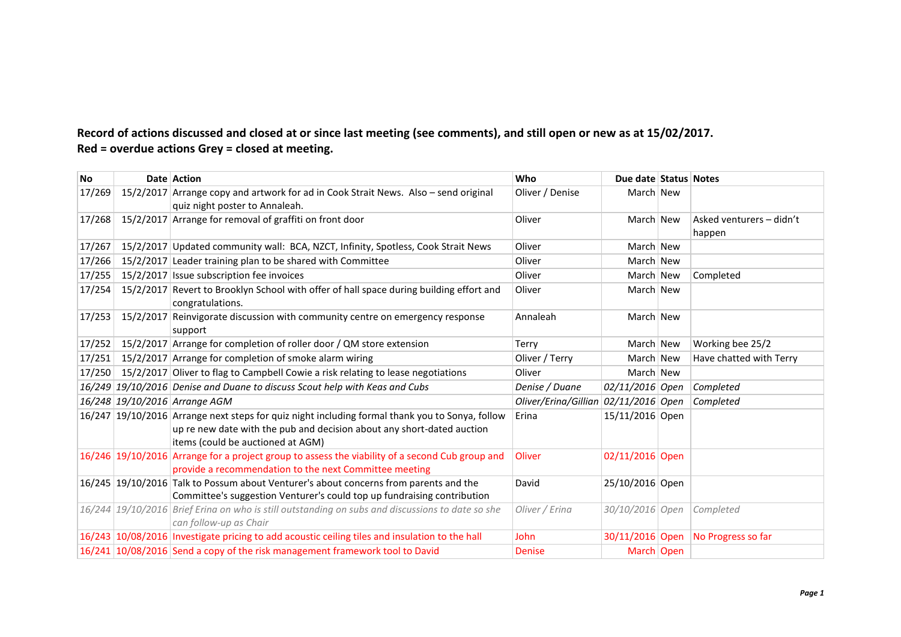**Record of actions discussed and closed at or since last meeting (see comments), and still open or new as at 15/02/2017.**
**Red = overdue actions Grey = closed at meeting.**

| No | Date | Action | Who | Due date | Status | Notes |
|---|---|---|---|---|---|---|
| 17/269 | 15/2/2017 | Arrange copy and artwork for ad in Cook Strait News. Also – send original quiz night poster to Annaleah. | Oliver / Denise | March | New | |
| 17/268 | 15/2/2017 | Arrange for removal of graffiti on front door | Oliver | March | New | Asked venturers – didn't happen |
| 17/267 | 15/2/2017 | Updated community wall: BCA, NZCT, Infinity, Spotless, Cook Strait News | Oliver | March | New | |
| 17/266 | 15/2/2017 | Leader training plan to be shared with Committee | Oliver | March | New | |
| 17/255 | 15/2/2017 | Issue subscription fee invoices | Oliver | March | New | Completed |
| 17/254 | 15/2/2017 | Revert to Brooklyn School with offer of hall space during building effort and congratulations. | Oliver | March | New | |
| 17/253 | 15/2/2017 | Reinvigorate discussion with community centre on emergency response support | Annaleah | March | New | |
| 17/252 | 15/2/2017 | Arrange for completion of roller door / QM store extension | Terry | March | New | Working bee 25/2 |
| 17/251 | 15/2/2017 | Arrange for completion of smoke alarm wiring | Oliver / Terry | March | New | Have chatted with Terry |
| 17/250 | 15/2/2017 | Oliver to flag to Campbell Cowie a risk relating to lease negotiations | Oliver | March | New | |
| *16/249* | *19/10/2016* | *Denise and Duane to discuss Scout help with Keas and Cubs* | *Denise / Duane* | *02/11/2016* | *Open* | *Completed* |
| *16/248* | *19/10/2016* | *Arrange AGM* | *Oliver/Erina/Gillian* | *02/11/2016* | *Open* | *Completed* |
| 16/247 | 19/10/2016 | Arrange next steps for quiz night including formal thank you to Sonya, follow up re new date with the pub and decision about any short-dated auction items (could be auctioned at AGM) | Erina | 15/11/2016 | Open | |
| 16/246 | 19/10/2016 | Arrange for a project group to assess the viability of a second Cub group and provide a recommendation to the next Committee meeting | Oliver | 02/11/2016 | Open | |
| 16/245 | 19/10/2016 | Talk to Possum about Venturer's about concerns from parents and the Committee's suggestion Venturer's could top up fundraising contribution | David | 25/10/2016 | Open | |
| *16/244* | *19/10/2016* | *Brief Erina on who is still outstanding on subs and discussions to date so she can follow-up as Chair* | *Oliver / Erina* | *30/10/2016* | *Open* | *Completed* |
| 16/243 | 10/08/2016 | Investigate pricing to add acoustic ceiling tiles and insulation to the hall | John | 30/11/2016 | Open | No Progress so far |
| 16/241 | 10/08/2016 | Send a copy of the risk management framework tool to David | Denise | March | Open | |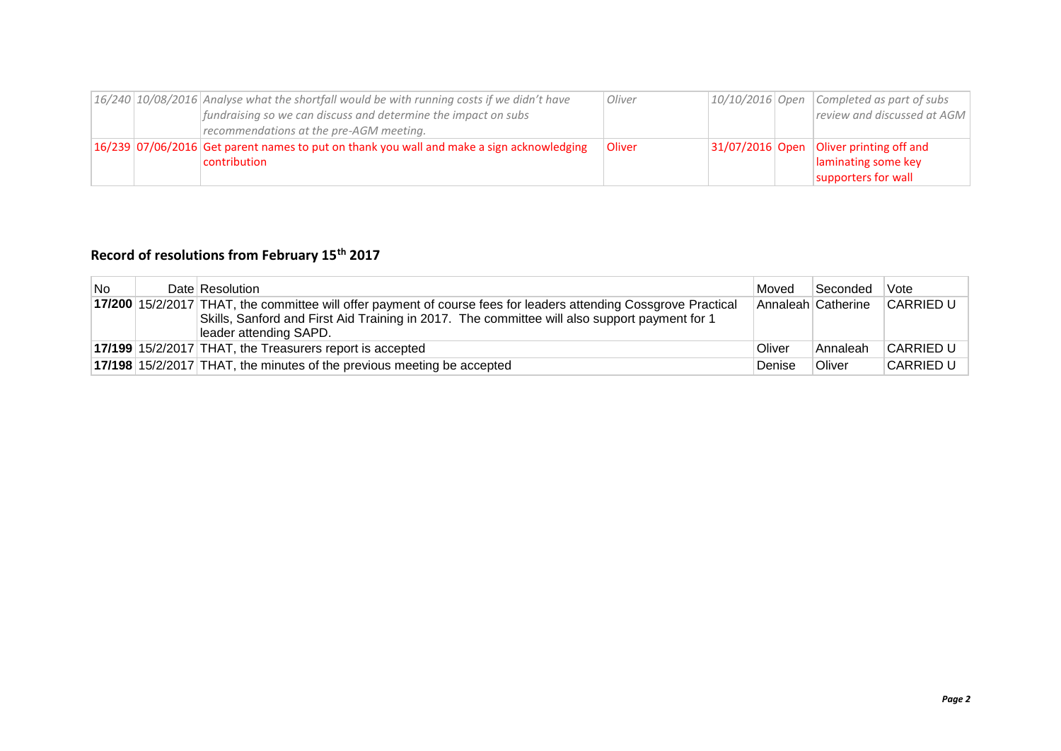| | | | | | | |
|---|---|---|---|---|---|---|
| *16/240* | *10/08/2016* | *Analyse what the shortfall would be with running costs if we didn't have fundraising so we can discuss and determine the impact on subs recommendations at the pre-AGM meeting.* | *Oliver* | *10/10/2016* | *Open* | *Completed as part of subs review and discussed at AGM* |
| 16/239 | 07/06/2016 | Get parent names to put on thank you wall and make a sign acknowledging contribution | Oliver | 31/07/2016 | Open | Oliver printing off and laminating some key supporters for wall |

## Record of resolutions from February 15th 2017

| No | Date | Resolution | Moved | Seconded | Vote |
|---|---|---|---|---|---|
| **17/200** | 15/2/2017 | THAT, the committee will offer payment of course fees for leaders attending Cossgrove Practical Skills, Sanford and First Aid Training in 2017. The committee will also support payment for 1 leader attending SAPD. | Annaleah | Catherine | CARRIED U |
| **17/199** | 15/2/2017 | THAT, the Treasurers report is accepted | Oliver | Annaleah | CARRIED U |
| **17/198** | 15/2/2017 | THAT, the minutes of the previous meeting be accepted | Denise | Oliver | CARRIED U |